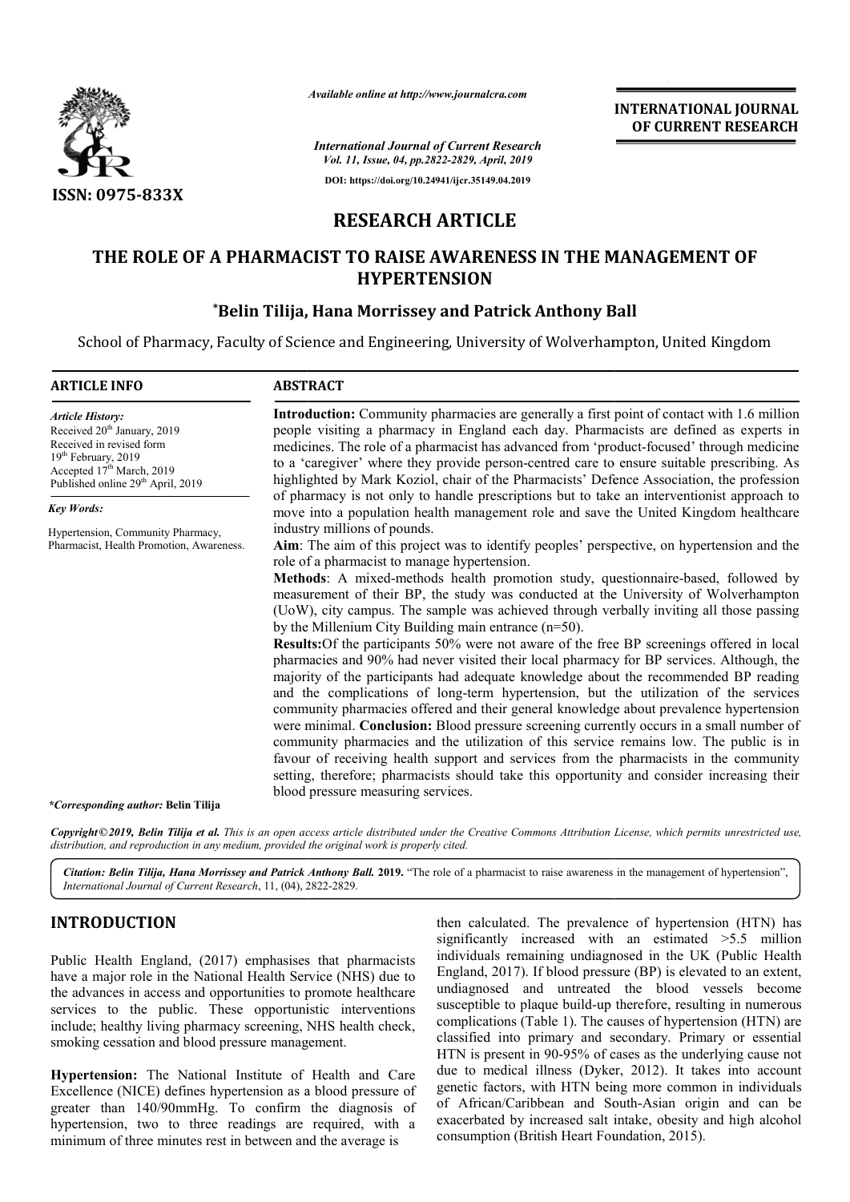ISSN: 0975-833X

*Available online at http://www.journalcra.com*

*International Journal of Current Research*
*Vol. 11, Issue, 04, pp.2822-2829, April, 2019*

**DOI: https://doi.org/10.24941/ijcr.35149.04.2019**

**INTERNATIONAL JOURNAL OF CURRENT RESEARCH**

# RESEARCH ARTICLE

# THE ROLE OF A PHARMACIST TO RAISE AWARENESS IN THE MANAGEMENT OF HYPERTENSION

**\*Belin Tilija, Hana Morrissey and Patrick Anthony Ball**

School of Pharmacy, Faculty of Science and Engineering, University of Wolverhampton, United Kingdom

## ARTICLE INFO

*Article History:*
Received 20th January, 2019
Received in revised form
19th February, 2019
Accepted 17th March, 2019
Published online 29th April, 2019

*Key Words:*
Hypertension, Community Pharmacy, Pharmacist, Health Promotion, Awareness.

**\*Corresponding author:** Belin Tilija

## ABSTRACT

**Introduction:** Community pharmacies are generally a first point of contact with 1.6 million people visiting a pharmacy in England each day. Pharmacists are defined as experts in medicines. The role of a pharmacist has advanced from 'product-focused' through medicine to a 'caregiver' where they provide person-centred care to ensure suitable prescribing. As highlighted by Mark Koziol, chair of the Pharmacists' Defence Association, the profession of pharmacy is not only to handle prescriptions but to take an interventionist approach to move into a population health management role and save the United Kingdom healthcare industry millions of pounds.

**Aim**: The aim of this project was to identify peoples' perspective, on hypertension and the role of a pharmacist to manage hypertension.

**Methods**: A mixed-methods health promotion study, questionnaire-based, followed by measurement of their BP, the study was conducted at the University of Wolverhampton (UoW), city campus. The sample was achieved through verbally inviting all those passing by the Millenium City Building main entrance (n=50).

**Results:** Of the participants 50% were not aware of the free BP screenings offered in local pharmacies and 90% had never visited their local pharmacy for BP services. Although, the majority of the participants had adequate knowledge about the recommended BP reading and the complications of long-term hypertension, but the utilization of the services community pharmacies offered and their general knowledge about prevalence hypertension were minimal. **Conclusion:** Blood pressure screening currently occurs in a small number of community pharmacies and the utilization of this service remains low. The public is in favour of receiving health support and services from the pharmacists in the community setting, therefore; pharmacists should take this opportunity and consider increasing their blood pressure measuring services.

*Copyright©2019, Belin Tilija et al. This is an open access article distributed under the Creative Commons Attribution License, which permits unrestricted use, distribution, and reproduction in any medium, provided the original work is properly cited.*

***Citation: Belin Tilija, Hana Morrissey and Patrick Anthony Ball.* 2019.** "The role of a pharmacist to raise awareness in the management of hypertension", *International Journal of Current Research*, 11, (04), 2822-2829.

## INTRODUCTION

Public Health England, (2017) emphasises that pharmacists have a major role in the National Health Service (NHS) due to the advances in access and opportunities to promote healthcare services to the public. These opportunistic interventions include; healthy living pharmacy screening, NHS health check, smoking cessation and blood pressure management.

**Hypertension:** The National Institute of Health and Care Excellence (NICE) defines hypertension as a blood pressure of greater than 140/90mmHg. To confirm the diagnosis of hypertension, two to three readings are required, with a minimum of three minutes rest in between and the average is then calculated. The prevalence of hypertension (HTN) has significantly increased with an estimated >5.5 million individuals remaining undiagnosed in the UK (Public Health England, 2017). If blood pressure (BP) is elevated to an extent, undiagnosed and untreated the blood vessels become susceptible to plaque build-up therefore, resulting in numerous complications (Table 1). The causes of hypertension (HTN) are classified into primary and secondary. Primary or essential HTN is present in 90-95% of cases as the underlying cause not due to medical illness (Dyker, 2012). It takes into account genetic factors, with HTN being more common in individuals of African/Caribbean and South-Asian origin and can be exacerbated by increased salt intake, obesity and high alcohol consumption (British Heart Foundation, 2015).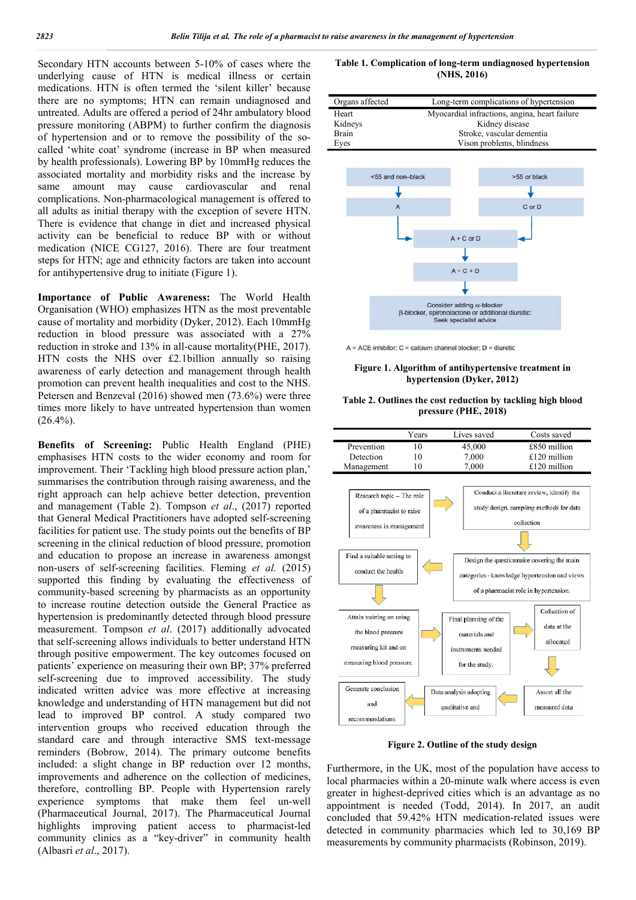Secondary HTN accounts between 5-10% of cases where the underlying cause of HTN is medical illness or certain medications. HTN is often termed the 'silent killer' because there are no symptoms; HTN can remain undiagnosed and untreated. Adults are offered a period of 24hr ambulatory blood pressure monitoring (ABPM) to further confirm the diagnosis of hypertension and or to remove the possibility of the so-called 'white coat' syndrome (increase in BP when measured by health professionals). Lowering BP by 10mmHg reduces the associated mortality and morbidity risks and the increase by same amount may cause cardiovascular and renal complications. Non-pharmacological management is offered to all adults as initial therapy with the exception of severe HTN. There is evidence that change in diet and increased physical activity can be beneficial to reduce BP with or without medication (NICE CG127, 2016). There are four treatment steps for HTN; age and ethnicity factors are taken into account for antihypertensive drug to initiate (Figure 1).

**Importance of Public Awareness:** The World Health Organisation (WHO) emphasizes HTN as the most preventable cause of mortality and morbidity (Dyker, 2012). Each 10mmHg reduction in blood pressure was associated with a 27% reduction in stroke and 13% in all-cause mortality(PHE, 2017). HTN costs the NHS over £2.1billion annually so raising awareness of early detection and management through health promotion can prevent health inequalities and cost to the NHS. Petersen and Benzeval (2016) showed men (73.6%) were three times more likely to have untreated hypertension than women (26.4%).

**Benefits of Screening:** Public Health England (PHE) emphasises HTN costs to the wider economy and room for improvement. Their 'Tackling high blood pressure action plan,' summarises the contribution through raising awareness, and the right approach can help achieve better detection, prevention and management (Table 2). Tompson *et al*., (2017) reported that General Medical Practitioners have adopted self-screening facilities for patient use. The study points out the benefits of BP screening in the clinical reduction of blood pressure, promotion and education to propose an increase in awareness amongst non-users of self-screening facilities. Fleming *et al.* (2015) supported this finding by evaluating the effectiveness of community-based screening by pharmacists as an opportunity to increase routine detection outside the General Practice as hypertension is predominantly detected through blood pressure measurement. Tompson *et al*. (2017) additionally advocated that self-screening allows individuals to better understand HTN through positive empowerment. The key outcomes focused on patients' experience on measuring their own BP; 37% preferred self-screening due to improved accessibility. The study indicated written advice was more effective at increasing knowledge and understanding of HTN management but did not lead to improved BP control. A study compared two intervention groups who received education through the standard care and through interactive SMS text-message reminders (Bobrow, 2014). The primary outcome benefits included: a slight change in BP reduction over 12 months, improvements and adherence on the collection of medicines, therefore, controlling BP. People with Hypertension rarely experience symptoms that make them feel un-well (Pharmaceutical Journal, 2017). The Pharmaceutical Journal highlights improving patient access to pharmacist-led community clinics as a "key-driver" in community health (Albasri *et al*., 2017).

**Table 1. Complication of long-term undiagnosed hypertension (NHS, 2016)**

| Organs affected | Long-term complications of hypertension |
|---|---|
| Heart | Myocardial infractions, angina, heart failure |
| Kidneys | Kidney disease |
| Brain | Stroke, vascular dementia |
| Eyes | Vison problems, blindness |

<55 and non–black → A; >55 or black → C or D; → A + C or D → A + C + D → Consider adding α-blocker β-blocker, spironolactone or additional diuretic: Seek specialist advice

A = ACE inhibitor: C = calcium channel blocker: D = diuretic

**Figure 1. Algorithm of antihypertensive treatment in hypertension (Dyker, 2012)**

**Table 2. Outlines the cost reduction by tackling high blood pressure (PHE, 2018)**

| | Years | Lives saved | Costs saved |
|---|---|---|---|
| Prevention | 10 | 45,000 | £850 million |
| Detection | 10 | 7,000 | £120 million |
| Management | 10 | 7,000 | £120 million |

Research topic – The role of a pharmacist to raise awareness in management → Conduct a literature review, identify the study design, sampling methods for data collection → Design the questionnaire covering the main categories - knowledge hypertension and views of a pharmacist role in hypertension. → Find a suitable setting to conduct the health → Attain training on using the blood pressure measuring kit and on measuring blood pressure. → Final planning of the materials and instruments needed for the study. → Collection of data at the allocated → Assort all the measured data → Data analysis adopting qualitative and → Generate conclusion and recommendations

**Figure 2. Outline of the study design**

Furthermore, in the UK, most of the population have access to local pharmacies within a 20-minute walk where access is even greater in highest-deprived cities which is an advantage as no appointment is needed (Todd, 2014). In 2017, an audit concluded that 59.42% HTN medication-related issues were detected in community pharmacies which led to 30,169 BP measurements by community pharmacists (Robinson, 2019).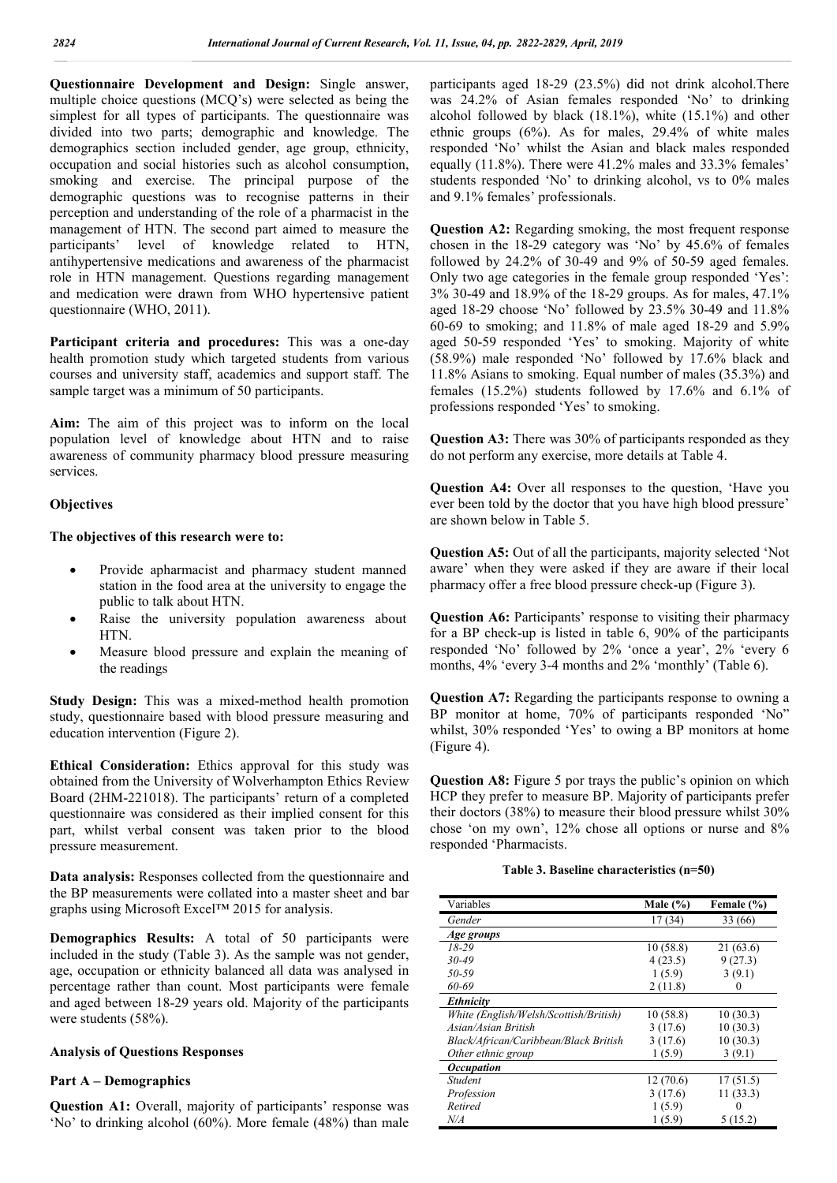**Questionnaire Development and Design:** Single answer, multiple choice questions (MCQ's) were selected as being the simplest for all types of participants. The questionnaire was divided into two parts; demographic and knowledge. The demographics section included gender, age group, ethnicity, occupation and social histories such as alcohol consumption, smoking and exercise. The principal purpose of the demographic questions was to recognise patterns in their perception and understanding of the role of a pharmacist in the management of HTN. The second part aimed to measure the participants' level of knowledge related to HTN, antihypertensive medications and awareness of the pharmacist role in HTN management. Questions regarding management and medication were drawn from WHO hypertensive patient questionnaire (WHO, 2011).

**Participant criteria and procedures:** This was a one-day health promotion study which targeted students from various courses and university staff, academics and support staff. The sample target was a minimum of 50 participants.

**Aim:** The aim of this project was to inform on the local population level of knowledge about HTN and to raise awareness of community pharmacy blood pressure measuring services.

### Objectives

**The objectives of this research were to:**

- Provide apharmacist and pharmacy student manned station in the food area at the university to engage the public to talk about HTN.
- Raise the university population awareness about HTN.
- Measure blood pressure and explain the meaning of the readings

**Study Design:** This was a mixed-method health promotion study, questionnaire based with blood pressure measuring and education intervention (Figure 2).

**Ethical Consideration:** Ethics approval for this study was obtained from the University of Wolverhampton Ethics Review Board (2HM-221018). The participants' return of a completed questionnaire was considered as their implied consent for this part, whilst verbal consent was taken prior to the blood pressure measurement.

**Data analysis:** Responses collected from the questionnaire and the BP measurements were collated into a master sheet and bar graphs using Microsoft Excel™ 2015 for analysis.

**Demographics Results:** A total of 50 participants were included in the study (Table 3). As the sample was not gender, age, occupation or ethnicity balanced all data was analysed in percentage rather than count. Most participants were female and aged between 18-29 years old. Majority of the participants were students (58%).

### Analysis of Questions Responses

#### Part A – Demographics

**Question A1:** Overall, majority of participants' response was 'No' to drinking alcohol (60%). More female (48%) than male participants aged 18-29 (23.5%) did not drink alcohol.There was 24.2% of Asian females responded 'No' to drinking alcohol followed by black (18.1%), white (15.1%) and other ethnic groups (6%). As for males, 29.4% of white males responded 'No' whilst the Asian and black males responded equally (11.8%). There were 41.2% males and 33.3% females' students responded 'No' to drinking alcohol, vs to 0% males and 9.1% females' professionals.

**Question A2:** Regarding smoking, the most frequent response chosen in the 18-29 category was 'No' by 45.6% of females followed by 24.2% of 30-49 and 9% of 50-59 aged females. Only two age categories in the female group responded 'Yes': 3% 30-49 and 18.9% of the 18-29 groups. As for males, 47.1% aged 18-29 choose 'No' followed by 23.5% 30-49 and 11.8% 60-69 to smoking; and 11.8% of male aged 18-29 and 5.9% aged 50-59 responded 'Yes' to smoking. Majority of white (58.9%) male responded 'No' followed by 17.6% black and 11.8% Asians to smoking. Equal number of males (35.3%) and females (15.2%) students followed by 17.6% and 6.1% of professions responded 'Yes' to smoking.

**Question A3:** There was 30% of participants responded as they do not perform any exercise, more details at Table 4.

**Question A4:** Over all responses to the question, 'Have you ever been told by the doctor that you have high blood pressure' are shown below in Table 5.

**Question A5:** Out of all the participants, majority selected 'Not aware' when they were asked if they are aware if their local pharmacy offer a free blood pressure check-up (Figure 3).

**Question A6:** Participants' response to visiting their pharmacy for a BP check-up is listed in table 6, 90% of the participants responded 'No' followed by 2% 'once a year', 2% 'every 6 months, 4% 'every 3-4 months and 2% 'monthly' (Table 6).

**Question A7:** Regarding the participants response to owning a BP monitor at home, 70% of participants responded 'No" whilst, 30% responded 'Yes' to owing a BP monitors at home (Figure 4).

**Question A8:** Figure 5 por trays the public's opinion on which HCP they prefer to measure BP. Majority of participants prefer their doctors (38%) to measure their blood pressure whilst 30% chose 'on my own', 12% chose all options or nurse and 8% responded 'Pharmacists.

**Table 3. Baseline characteristics (n=50)**

| Variables | Male (%) | Female (%) |
|---|---|---|
| *Gender* | 17 (34) | 33 (66) |
| ***Age groups*** | | |
| *18-29* | 10 (58.8) | 21 (63.6) |
| *30-49* | 4 (23.5) | 9 (27.3) |
| *50-59* | 1 (5.9) | 3 (9.1) |
| *60-69* | 2 (11.8) | 0 |
| ***Ethnicity*** | | |
| *White (English/Welsh/Scottish/British)* | 10 (58.8) | 10 (30.3) |
| *Asian/Asian British* | 3 (17.6) | 10 (30.3) |
| *Black/African/Caribbean/Black British* | 3 (17.6) | 10 (30.3) |
| *Other ethnic group* | 1 (5.9) | 3 (9.1) |
| ***Occupation*** | | |
| *Student* | 12 (70.6) | 17 (51.5) |
| *Profession* | 3 (17.6) | 11 (33.3) |
| *Retired* | 1 (5.9) | 0 |
| *N/A* | 1 (5.9) | 5 (15.2) |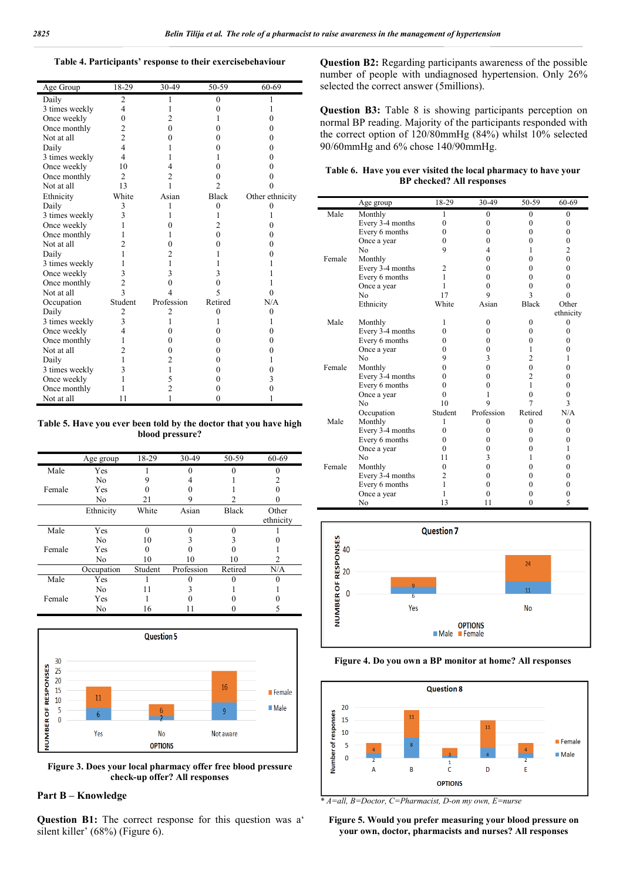**Table 4. Participants' response to their exercisebehaviour**

| Age Group | 18-29 | 30-49 | 50-59 | 60-69 |
|---|---|---|---|---|
| Daily | 2 | 1 | 0 | 1 |
| 3 times weekly | 4 | 1 | 0 | 1 |
| Once weekly | 0 | 2 | 1 | 0 |
| Once monthly | 2 | 0 | 0 | 0 |
| Not at all | 2 | 0 | 0 | 0 |
| Daily | 4 | 1 | 0 | 0 |
| 3 times weekly | 4 | 1 | 1 | 0 |
| Once weekly | 10 | 4 | 0 | 0 |
| Once monthly | 2 | 2 | 0 | 0 |
| Not at all | 13 | 1 | 2 | 0 |
| Ethnicity | White | Asian | Black | Other ethnicity |
| Daily | 3 | 1 | 0 | 0 |
| 3 times weekly | 3 | 1 | 1 | 1 |
| Once weekly | 1 | 0 | 2 | 0 |
| Once monthly | 1 | 1 | 0 | 0 |
| Not at all | 2 | 0 | 0 | 0 |
| Daily | 1 | 2 | 1 | 0 |
| 3 times weekly | 1 | 1 | 1 | 1 |
| Once weekly | 3 | 3 | 3 | 1 |
| Once monthly | 2 | 0 | 0 | 1 |
| Not at all | 3 | 4 | 5 | 0 |
| Occupation | Student | Profession | Retired | N/A |
| Daily | 2 | 2 | 0 | 0 |
| 3 times weekly | 3 | 1 | 1 | 1 |
| Once weekly | 4 | 0 | 0 | 0 |
| Once monthly | 1 | 0 | 0 | 0 |
| Not at all | 2 | 0 | 0 | 0 |
| Daily | 1 | 2 | 0 | 1 |
| 3 times weekly | 3 | 1 | 0 | 0 |
| Once weekly | 1 | 5 | 0 | 3 |
| Once monthly | 1 | 2 | 0 | 0 |
| Not at all | 11 | 1 | 0 | 1 |

**Table 5. Have you ever been told by the doctor that you have high blood pressure?**

| | Age group | 18-29 | 30-49 | 50-59 | 60-69 |
|---|---|---|---|---|---|
| Male | Yes | 1 | 0 | 0 | 0 |
| | No | 9 | 4 | 1 | 2 |
| Female | Yes | 0 | 0 | 1 | 0 |
| | No | 21 | 9 | 2 | 0 |
| | Ethnicity | White | Asian | Black | Other ethnicity |
| Male | Yes | 0 | 0 | 0 | 1 |
| | No | 10 | 3 | 3 | 0 |
| Female | Yes | 0 | 0 | 0 | 1 |
| | No | 10 | 10 | 10 | 2 |
| | Occupation | Student | Profession | Retired | N/A |
| Male | Yes | 1 | 0 | 0 | 0 |
| | No | 11 | 3 | 1 | 1 |
| Female | Yes | 1 | 0 | 0 | 0 |
| | No | 16 | 11 | 0 | 5 |

**Figure 3. Does your local pharmacy offer free blood pressure check-up offer? All responses**

## Part B – Knowledge

**Question B1:** The correct response for this question was a' silent killer' (68%) (Figure 6).

**Question B2:** Regarding participants awareness of the possible number of people with undiagnosed hypertension. Only 26% selected the correct answer (5millions).

**Question B3:** Table 8 is showing participants perception on normal BP reading. Majority of the participants responded with the correct option of 120/80mmHg (84%) whilst 10% selected 90/60mmHg and 6% chose 140/90mmHg.

**Table 6. Have you ever visited the local pharmacy to have your BP checked? All responses**

| | Age group | 18-29 | 30-49 | 50-59 | 60-69 |
|---|---|---|---|---|---|
| Male | Monthly | 1 | 0 | 0 | 0 |
| | Every 3-4 months | 0 | 0 | 0 | 0 |
| | Every 6 months | 0 | 0 | 0 | 0 |
| | Once a year | 0 | 0 | 0 | 0 |
| | No | 9 | 4 | 1 | 2 |
| Female | Monthly | | 0 | 0 | 0 |
| | Every 3-4 months | 2 | 0 | 0 | 0 |
| | Every 6 months | 1 | 0 | 0 | 0 |
| | Once a year | 1 | 0 | 0 | 0 |
| | No | 17 | 9 | 3 | 0 |
| | Ethnicity | White | Asian | Black | Other ethnicity |
| Male | Monthly | 1 | 0 | 0 | 0 |
| | Every 3-4 months | 0 | 0 | 0 | 0 |
| | Every 6 months | 0 | 0 | 0 | 0 |
| | Once a year | 0 | 0 | 1 | 0 |
| | No | 9 | 3 | 2 | 1 |
| Female | Monthly | 0 | 0 | 0 | 0 |
| | Every 3-4 months | 0 | 0 | 2 | 0 |
| | Every 6 months | 0 | 0 | 1 | 0 |
| | Once a year | 0 | 1 | 0 | 0 |
| | No | 10 | 9 | 7 | 3 |
| | Occupation | Student | Profession | Retired | N/A |
| Male | Monthly | 1 | 0 | 0 | 0 |
| | Every 3-4 months | 0 | 0 | 0 | 0 |
| | Every 6 months | 0 | 0 | 0 | 0 |
| | Once a year | 0 | 0 | 0 | 1 |
| | No | 11 | 3 | 1 | 0 |
| Female | Monthly | 0 | 0 | 0 | 0 |
| | Every 3-4 months | 2 | 0 | 0 | 0 |
| | Every 6 months | 1 | 0 | 0 | 0 |
| | Once a year | 1 | 0 | 0 | 0 |
| | No | 13 | 11 | 0 | 5 |

**Figure 4. Do you own a BP monitor at home? All responses**

\* A=all, B=Doctor, C=Pharmacist, D-on my own, E=nurse

**Figure 5. Would you prefer measuring your blood pressure on your own, doctor, pharmacists and nurses? All responses**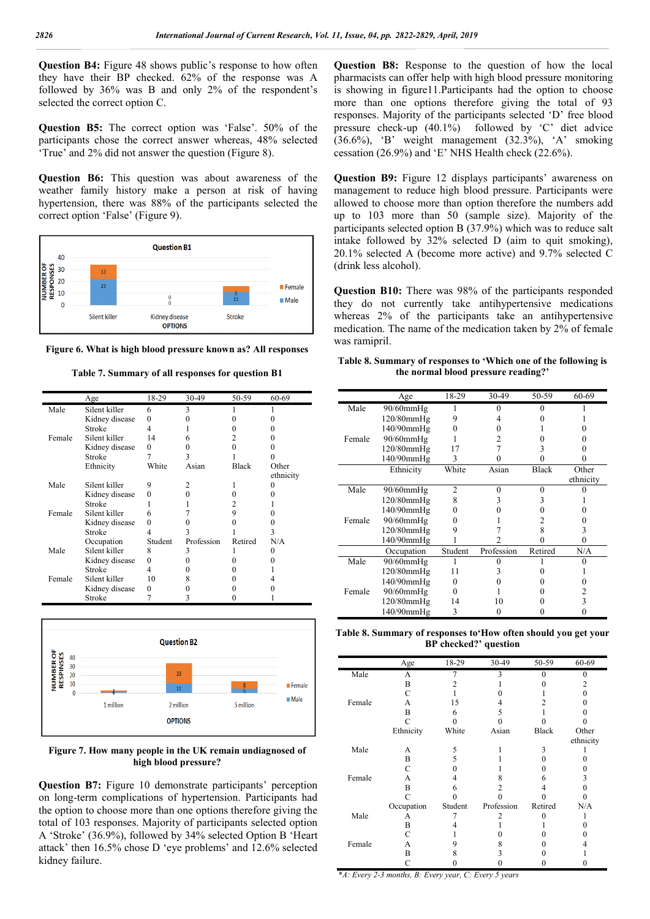**Question B4:** Figure 48 shows public's response to how often they have their BP checked. 62% of the response was A followed by 36% was B and only 2% of the respondent's selected the correct option C.

**Question B5:** The correct option was 'False'. 50% of the participants chose the correct answer whereas, 48% selected 'True' and 2% did not answer the question (Figure 8).

**Question B6:** This question was about awareness of the weather family history make a person at risk of having hypertension, there was 88% of the participants selected the correct option 'False' (Figure 9).

**Figure 6. What is high blood pressure known as? All responses**

**Table 7. Summary of all responses for question B1**

| | Age | 18-29 | 30-49 | 50-59 | 60-69 |
|---|---|---|---|---|---|
| Male | Silent killer | 6 | 3 | 1 | 1 |
| | Kidney disease | 0 | 0 | 0 | 0 |
| | Stroke | 4 | 1 | 0 | 0 |
| Female | Silent killer | 14 | 6 | 2 | 0 |
| | Kidney disease | 0 | 0 | 0 | 0 |
| | Stroke | 7 | 3 | 1 | 0 |
| | Ethnicity | White | Asian | Black | Other ethnicity |
| Male | Silent killer | 9 | 2 | 1 | 0 |
| | Kidney disease | 0 | 0 | 0 | 0 |
| | Stroke | 1 | 1 | 2 | 1 |
| Female | Silent killer | 6 | 7 | 9 | 0 |
| | Kidney disease | 0 | 0 | 0 | 0 |
| | Stroke | 4 | 3 | 1 | 3 |
| | Occupation | Student | Profession | Retired | N/A |
| Male | Silent killer | 8 | 3 | 1 | 0 |
| | Kidney disease | 0 | 0 | 0 | 0 |
| | Stroke | 4 | 0 | 0 | 1 |
| Female | Silent killer | 10 | 8 | 0 | 4 |
| | Kidney disease | 0 | 0 | 0 | 0 |
| | Stroke | 7 | 3 | 0 | 1 |

**Figure 7. How many people in the UK remain undiagnosed of high blood pressure?**

**Question B7:** Figure 10 demonstrate participants' perception on long-term complications of hypertension. Participants had the option to choose more than one options therefore giving the total of 103 responses. Majority of participants selected option A 'Stroke' (36.9%), followed by 34% selected Option B 'Heart attack' then 16.5% chose D 'eye problems' and 12.6% selected kidney failure.

**Question B8:** Response to the question of how the local pharmacists can offer help with high blood pressure monitoring is showing in figure11.Participants had the option to choose more than one options therefore giving the total of 93 responses. Majority of the participants selected 'D' free blood pressure check-up (40.1%) followed by 'C' diet advice (36.6%), 'B' weight management (32.3%), 'A' smoking cessation (26.9%) and 'E' NHS Health check (22.6%).

**Question B9:** Figure 12 displays participants' awareness on management to reduce high blood pressure. Participants were allowed to choose more than option therefore the numbers add up to 103 more than 50 (sample size). Majority of the participants selected option B (37.9%) which was to reduce salt intake followed by 32% selected D (aim to quit smoking), 20.1% selected A (become more active) and 9.7% selected C (drink less alcohol).

**Question B10:** There was 98% of the participants responded they do not currently take antihypertensive medications whereas 2% of the participants take an antihypertensive medication. The name of the medication taken by 2% of female was ramipril.

**Table 8. Summary of responses to 'Which one of the following is the normal blood pressure reading?'**

| | Age | 18-29 | 30-49 | 50-59 | 60-69 |
|---|---|---|---|---|---|
| Male | 90/60mmHg | 1 | 0 | 0 | 1 |
| | 120/80mmHg | 9 | 4 | 0 | 1 |
| | 140/90mmHg | 0 | 0 | 1 | 0 |
| Female | 90/60mmHg | 1 | 2 | 0 | 0 |
| | 120/80mmHg | 17 | 7 | 3 | 0 |
| | 140/90mmHg | 3 | 0 | 0 | 0 |
| | Ethnicity | White | Asian | Black | Other ethnicity |
| Male | 90/60mmHg | 2 | 0 | 0 | 0 |
| | 120/80mmHg | 8 | 3 | 3 | 1 |
| | 140/90mmHg | 0 | 0 | 0 | 0 |
| Female | 90/60mmHg | 0 | 1 | 2 | 0 |
| | 120/80mmHg | 9 | 7 | 8 | 3 |
| | 140/90mmHg | 1 | 2 | 0 | 0 |
| | Occupation | Student | Profession | Retired | N/A |
| Male | 90/60mmHg | 1 | 0 | 1 | 0 |
| | 120/80mmHg | 11 | 3 | 0 | 1 |
| | 140/90mmHg | 0 | 0 | 0 | 0 |
| Female | 90/60mmHg | 0 | 1 | 0 | 2 |
| | 120/80mmHg | 14 | 10 | 0 | 3 |
| | 140/90mmHg | 3 | 0 | 0 | 0 |

**Table 8. Summary of responses to'How often should you get your BP checked?' question**

| | Age | 18-29 | 30-49 | 50-59 | 60-69 |
|---|---|---|---|---|---|
| Male | A | 7 | 3 | 0 | 0 |
| | B | 2 | 1 | 0 | 2 |
| | C | 1 | 0 | 1 | 0 |
| Female | A | 15 | 4 | 2 | 0 |
| | B | 6 | 5 | 1 | 0 |
| | C | 0 | 0 | 0 | 0 |
| | Ethnicity | White | Asian | Black | Other ethnicity |
| Male | A | 5 | 1 | 3 | 1 |
| | B | 5 | 1 | 0 | 0 |
| | C | 0 | 1 | 0 | 0 |
| Female | A | 4 | 8 | 6 | 3 |
| | B | 6 | 2 | 4 | 0 |
| | C | 0 | 0 | 0 | 0 |
| | Occupation | Student | Profession | Retired | N/A |
| Male | A | 7 | 2 | 0 | 1 |
| | B | 4 | 1 | 1 | 0 |
| | C | 1 | 0 | 0 | 0 |
| Female | A | 9 | 8 | 0 | 4 |
| | B | 8 | 3 | 0 | 1 |
| | C | 0 | 0 | 0 | 0 |

*\*A: Every 2-3 months, B: Every year, C: Every 5 years*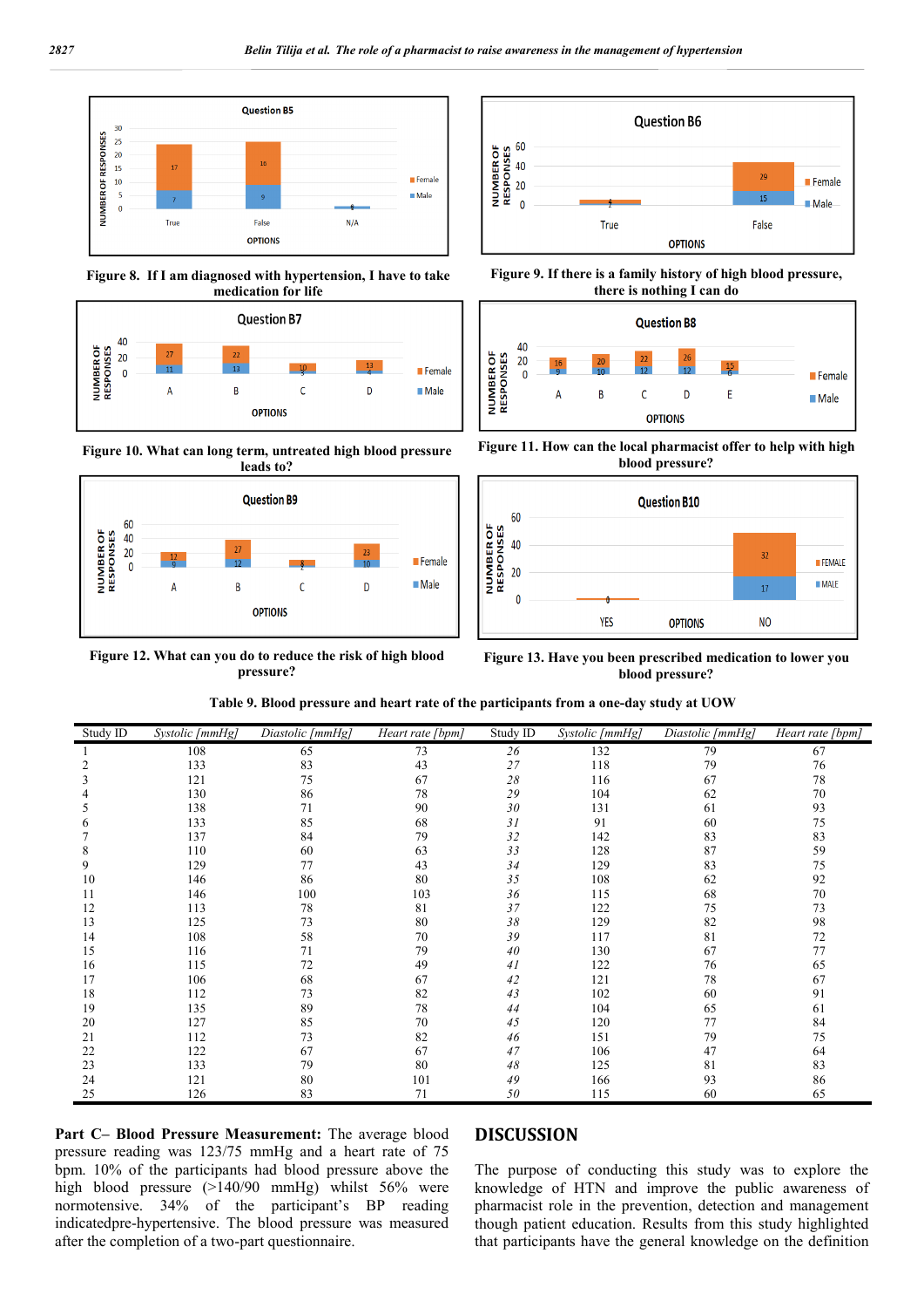Figure 8. If I am diagnosed with hypertension, I have to take medication for life

Figure 9. If there is a family history of high blood pressure, there is nothing I can do

Figure 10. What can long term, untreated high blood pressure leads to?

Figure 11. How can the local pharmacist offer to help with high blood pressure?

Figure 12. What can you do to reduce the risk of high blood pressure?

Figure 13. Have you been prescribed medication to lower you blood pressure?

**Table 9. Blood pressure and heart rate of the participants from a one-day study at UOW**

| Study ID | *Systolic [mmHg]* | *Diastolic [mmHg]* | *Heart rate [bpm]* | Study ID | *Systolic [mmHg]* | *Diastolic [mmHg]* | *Heart rate [bpm]* |
|---|---|---|---|---|---|---|---|
| 1 | 108 | 65 | 73 | *26* | 132 | 79 | 67 |
| 2 | 133 | 83 | 43 | *27* | 118 | 79 | 76 |
| 3 | 121 | 75 | 67 | *28* | 116 | 67 | 78 |
| 4 | 130 | 86 | 78 | *29* | 104 | 62 | 70 |
| 5 | 138 | 71 | 90 | *30* | 131 | 61 | 93 |
| 6 | 133 | 85 | 68 | *31* | 91 | 60 | 75 |
| 7 | 137 | 84 | 79 | *32* | 142 | 83 | 83 |
| 8 | 110 | 60 | 63 | *33* | 128 | 87 | 59 |
| 9 | 129 | 77 | 43 | *34* | 129 | 83 | 75 |
| 10 | 146 | 86 | 80 | *35* | 108 | 62 | 92 |
| 11 | 146 | 100 | 103 | *36* | 115 | 68 | 70 |
| 12 | 113 | 78 | 81 | *37* | 122 | 75 | 73 |
| 13 | 125 | 73 | 80 | *38* | 129 | 82 | 98 |
| 14 | 108 | 58 | 70 | *39* | 117 | 81 | 72 |
| 15 | 116 | 71 | 79 | *40* | 130 | 67 | 77 |
| 16 | 115 | 72 | 49 | *41* | 122 | 76 | 65 |
| 17 | 106 | 68 | 67 | *42* | 121 | 78 | 67 |
| 18 | 112 | 73 | 82 | *43* | 102 | 60 | 91 |
| 19 | 135 | 89 | 78 | *44* | 104 | 65 | 61 |
| 20 | 127 | 85 | 70 | *45* | 120 | 77 | 84 |
| 21 | 112 | 73 | 82 | *46* | 151 | 79 | 75 |
| 22 | 122 | 67 | 67 | *47* | 106 | 47 | 64 |
| 23 | 133 | 79 | 80 | *48* | 125 | 81 | 83 |
| 24 | 121 | 80 | 101 | *49* | 166 | 93 | 86 |
| 25 | 126 | 83 | 71 | *50* | 115 | 60 | 65 |

**Part C– Blood Pressure Measurement:** The average blood pressure reading was 123/75 mmHg and a heart rate of 75 bpm. 10% of the participants had blood pressure above the high blood pressure (>140/90 mmHg) whilst 56% were normotensive. 34% of the participant's BP reading indicatedpre-hypertensive. The blood pressure was measured after the completion of a two-part questionnaire.

## DISCUSSION

The purpose of conducting this study was to explore the knowledge of HTN and improve the public awareness of pharmacist role in the prevention, detection and management though patient education. Results from this study highlighted that participants have the general knowledge on the definition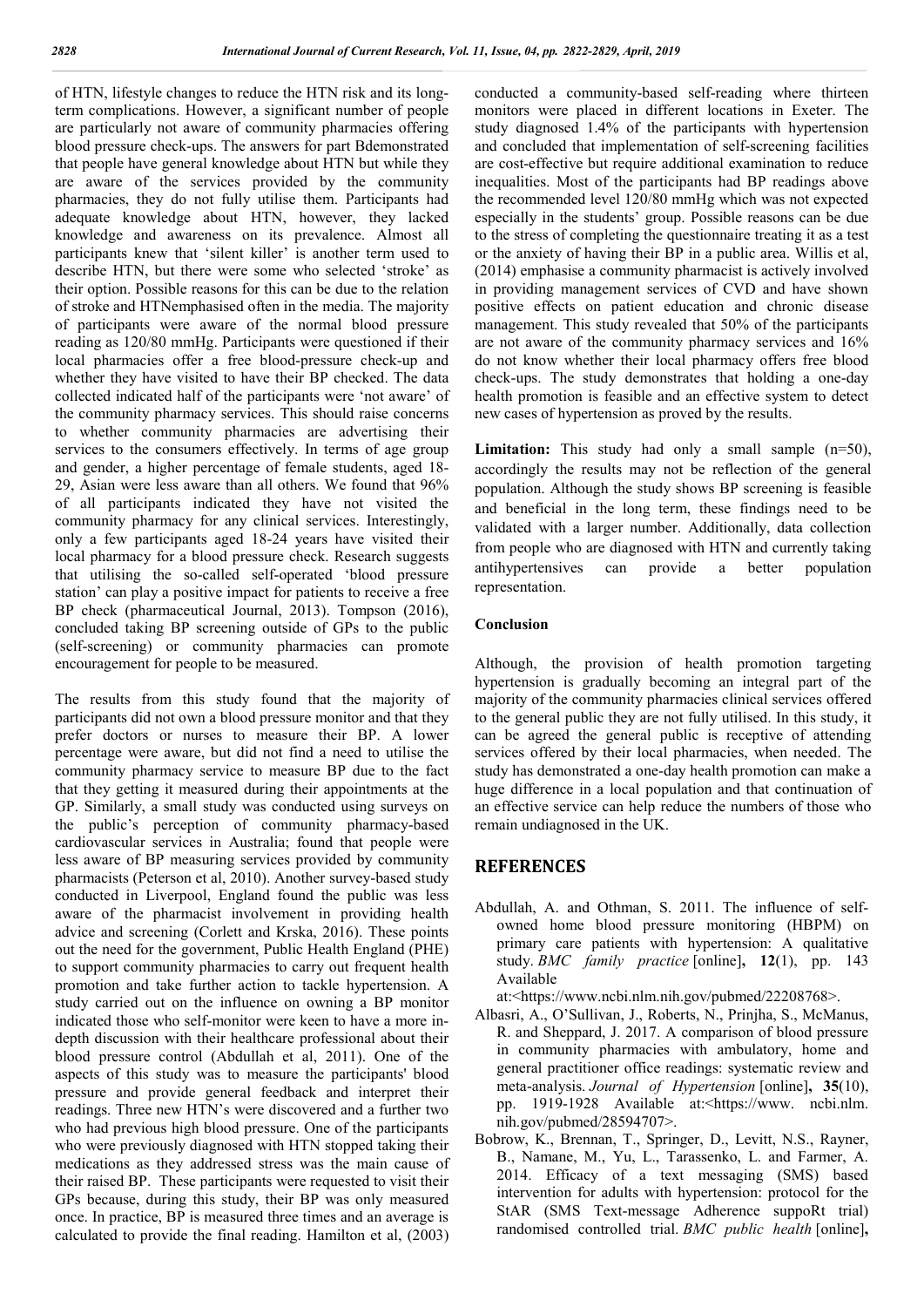of HTN, lifestyle changes to reduce the HTN risk and its long-term complications. However, a significant number of people are particularly not aware of community pharmacies offering blood pressure check-ups. The answers for part Bdemonstrated that people have general knowledge about HTN but while they are aware of the services provided by the community pharmacies, they do not fully utilise them. Participants had adequate knowledge about HTN, however, they lacked knowledge and awareness on its prevalence. Almost all participants knew that 'silent killer' is another term used to describe HTN, but there were some who selected 'stroke' as their option. Possible reasons for this can be due to the relation of stroke and HTNemphasised often in the media. The majority of participants were aware of the normal blood pressure reading as 120/80 mmHg. Participants were questioned if their local pharmacies offer a free blood-pressure check-up and whether they have visited to have their BP checked. The data collected indicated half of the participants were 'not aware' of the community pharmacy services. This should raise concerns to whether community pharmacies are advertising their services to the consumers effectively. In terms of age group and gender, a higher percentage of female students, aged 18-29, Asian were less aware than all others. We found that 96% of all participants indicated they have not visited the community pharmacy for any clinical services. Interestingly, only a few participants aged 18-24 years have visited their local pharmacy for a blood pressure check. Research suggests that utilising the so-called self-operated 'blood pressure station' can play a positive impact for patients to receive a free BP check (pharmaceutical Journal, 2013). Tompson (2016), concluded taking BP screening outside of GPs to the public (self-screening) or community pharmacies can promote encouragement for people to be measured.

The results from this study found that the majority of participants did not own a blood pressure monitor and that they prefer doctors or nurses to measure their BP. A lower percentage were aware, but did not find a need to utilise the community pharmacy service to measure BP due to the fact that they getting it measured during their appointments at the GP. Similarly, a small study was conducted using surveys on the public's perception of community pharmacy-based cardiovascular services in Australia; found that people were less aware of BP measuring services provided by community pharmacists (Peterson et al, 2010). Another survey-based study conducted in Liverpool, England found the public was less aware of the pharmacist involvement in providing health advice and screening (Corlett and Krska, 2016). These points out the need for the government, Public Health England (PHE) to support community pharmacies to carry out frequent health promotion and take further action to tackle hypertension. A study carried out on the influence on owning a BP monitor indicated those who self-monitor were keen to have a more in-depth discussion with their healthcare professional about their blood pressure control (Abdullah et al, 2011). One of the aspects of this study was to measure the participants' blood pressure and provide general feedback and interpret their readings. Three new HTN's were discovered and a further two who had previous high blood pressure. One of the participants who were previously diagnosed with HTN stopped taking their medications as they addressed stress was the main cause of their raised BP. These participants were requested to visit their GPs because, during this study, their BP was only measured once. In practice, BP is measured three times and an average is calculated to provide the final reading. Hamilton et al, (2003) conducted a community-based self-reading where thirteen monitors were placed in different locations in Exeter. The study diagnosed 1.4% of the participants with hypertension and concluded that implementation of self-screening facilities are cost-effective but require additional examination to reduce inequalities. Most of the participants had BP readings above the recommended level 120/80 mmHg which was not expected especially in the students' group. Possible reasons can be due to the stress of completing the questionnaire treating it as a test or the anxiety of having their BP in a public area. Willis et al, (2014) emphasise a community pharmacist is actively involved in providing management services of CVD and have shown positive effects on patient education and chronic disease management. This study revealed that 50% of the participants are not aware of the community pharmacy services and 16% do not know whether their local pharmacy offers free blood check-ups. The study demonstrates that holding a one-day health promotion is feasible and an effective system to detect new cases of hypertension as proved by the results.

**Limitation:** This study had only a small sample (n=50), accordingly the results may not be reflection of the general population. Although the study shows BP screening is feasible and beneficial in the long term, these findings need to be validated with a larger number. Additionally, data collection from people who are diagnosed with HTN and currently taking antihypertensives can provide a better population representation.

### Conclusion

Although, the provision of health promotion targeting hypertension is gradually becoming an integral part of the majority of the community pharmacies clinical services offered to the general public they are not fully utilised. In this study, it can be agreed the general public is receptive of attending services offered by their local pharmacies, when needed. The study has demonstrated a one-day health promotion can make a huge difference in a local population and that continuation of an effective service can help reduce the numbers of those who remain undiagnosed in the UK.

## REFERENCES

Abdullah, A. and Othman, S. 2011. The influence of self-owned home blood pressure monitoring (HBPM) on primary care patients with hypertension: A qualitative study. *BMC family practice* [online], **12**(1), pp. 143 Available at:<https://www.ncbi.nlm.nih.gov/pubmed/22208768>.

Albasri, A., O'Sullivan, J., Roberts, N., Prinjha, S., McManus, R. and Sheppard, J. 2017. A comparison of blood pressure in community pharmacies with ambulatory, home and general practitioner office readings: systematic review and meta-analysis. *Journal of Hypertension* [online], **35**(10), pp. 1919-1928 Available at:<https://www. ncbi.nlm. nih.gov/pubmed/28594707>.

Bobrow, K., Brennan, T., Springer, D., Levitt, N.S., Rayner, B., Namane, M., Yu, L., Tarassenko, L. and Farmer, A. 2014. Efficacy of a text messaging (SMS) based intervention for adults with hypertension: protocol for the StAR (SMS Text-message Adherence suppoRt trial) randomised controlled trial. *BMC public health* [online],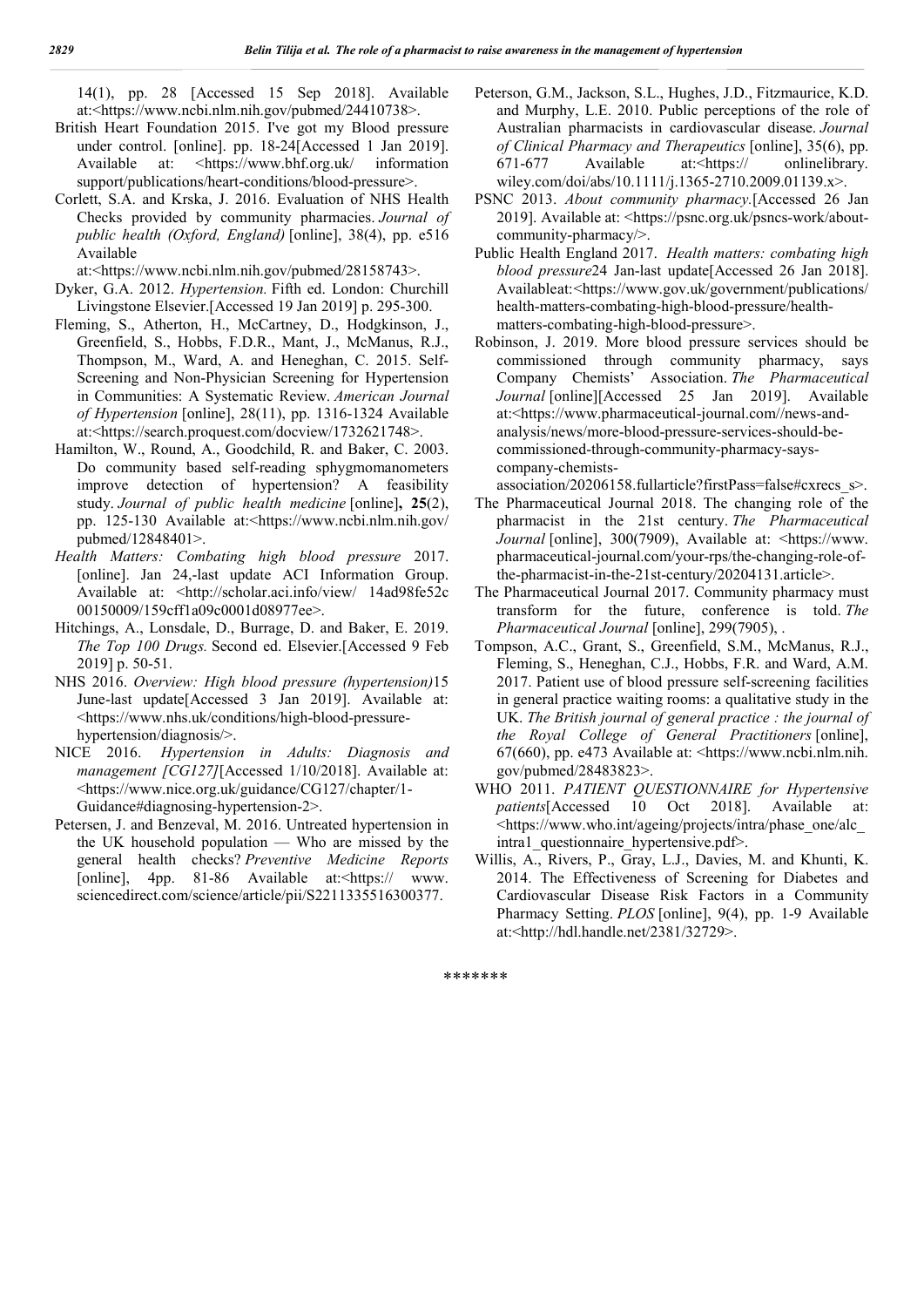14(1), pp. 28 [Accessed 15 Sep 2018]. Available at:<https://www.ncbi.nlm.nih.gov/pubmed/24410738>.

British Heart Foundation 2015. I've got my Blood pressure under control. [online]. pp. 18-24[Accessed 1 Jan 2019]. Available at: <https://www.bhf.org.uk/ information support/publications/heart-conditions/blood-pressure>.

Corlett, S.A. and Krska, J. 2016. Evaluation of NHS Health Checks provided by community pharmacies. *Journal of public health (Oxford, England)* [online], 38(4), pp. e516 Available at:<https://www.ncbi.nlm.nih.gov/pubmed/28158743>.

Dyker, G.A. 2012. *Hypertension.* Fifth ed. London: Churchill Livingstone Elsevier.[Accessed 19 Jan 2019] p. 295-300.

Fleming, S., Atherton, H., McCartney, D., Hodgkinson, J., Greenfield, S., Hobbs, F.D.R., Mant, J., McManus, R.J., Thompson, M., Ward, A. and Heneghan, C. 2015. Self-Screening and Non-Physician Screening for Hypertension in Communities: A Systematic Review. *American Journal of Hypertension* [online], 28(11), pp. 1316-1324 Available at:<https://search.proquest.com/docview/1732621748>.

Hamilton, W., Round, A., Goodchild, R. and Baker, C. 2003. Do community based self-reading sphygmomanometers improve detection of hypertension? A feasibility study. *Journal of public health medicine* [online]**, 25**(2), pp. 125-130 Available at:<https://www.ncbi.nlm.nih.gov/ pubmed/12848401>.

*Health Matters: Combating high blood pressure* 2017. [online]. Jan 24,-last update ACI Information Group. Available at: <http://scholar.aci.info/view/ 14ad98fe52c 00150009/159cff1a09c0001d08977ee>.

Hitchings, A., Lonsdale, D., Burrage, D. and Baker, E. 2019. *The Top 100 Drugs.* Second ed. Elsevier.[Accessed 9 Feb 2019] p. 50-51.

NHS 2016. *Overview: High blood pressure (hypertension)*15 June-last update[Accessed 3 Jan 2019]. Available at: <https://www.nhs.uk/conditions/high-blood-pressure-hypertension/diagnosis/>.

NICE 2016. *Hypertension in Adults: Diagnosis and management [CG127]*[Accessed 1/10/2018]. Available at: <https://www.nice.org.uk/guidance/CG127/chapter/1-Guidance#diagnosing-hypertension-2>.

Petersen, J. and Benzeval, M. 2016. Untreated hypertension in the UK household population — Who are missed by the general health checks? *Preventive Medicine Reports* [online], 4pp. 81-86 Available at:<https:// www. sciencedirect.com/science/article/pii/S2211335516300377.

Peterson, G.M., Jackson, S.L., Hughes, J.D., Fitzmaurice, K.D. and Murphy, L.E. 2010. Public perceptions of the role of Australian pharmacists in cardiovascular disease. *Journal of Clinical Pharmacy and Therapeutics* [online], 35(6), pp. 671-677 Available at:<https:// onlinelibrary. wiley.com/doi/abs/10.1111/j.1365-2710.2009.01139.x>.

PSNC 2013. *About community pharmacy.*[Accessed 26 Jan 2019]. Available at: <https://psnc.org.uk/psncs-work/about-community-pharmacy/>.

Public Health England 2017. *Health matters: combating high blood pressure*24 Jan-last update[Accessed 26 Jan 2018]. Availableat:<https://www.gov.uk/government/publications/ health-matters-combating-high-blood-pressure/health-matters-combating-high-blood-pressure>.

Robinson, J. 2019. More blood pressure services should be commissioned through community pharmacy, says Company Chemists' Association. *The Pharmaceutical Journal* [online][Accessed 25 Jan 2019]. Available at:<https://www.pharmaceutical-journal.com//news-and-analysis/news/more-blood-pressure-services-should-be-commissioned-through-community-pharmacy-says-company-chemists-association/20206158.fullarticle?firstPass=false#cxrecs_s>.

The Pharmaceutical Journal 2018. The changing role of the pharmacist in the 21st century. *The Pharmaceutical Journal* [online], 300(7909), Available at: <https://www. pharmaceutical-journal.com/your-rps/the-changing-role-of-the-pharmacist-in-the-21st-century/20204131.article>.

The Pharmaceutical Journal 2017. Community pharmacy must transform for the future, conference is told. *The Pharmaceutical Journal* [online], 299(7905), .

Tompson, A.C., Grant, S., Greenfield, S.M., McManus, R.J., Fleming, S., Heneghan, C.J., Hobbs, F.R. and Ward, A.M. 2017. Patient use of blood pressure self-screening facilities in general practice waiting rooms: a qualitative study in the UK. *The British journal of general practice : the journal of the Royal College of General Practitioners* [online], 67(660), pp. e473 Available at: <https://www.ncbi.nlm.nih. gov/pubmed/28483823>.

WHO 2011. *PATIENT QUESTIONNAIRE for Hypertensive patients*[Accessed 10 Oct 2018]. Available at: <https://www.who.int/ageing/projects/intra/phase_one/alc_ intra1_questionnaire_hypertensive.pdf>.

Willis, A., Rivers, P., Gray, L.J., Davies, M. and Khunti, K. 2014. The Effectiveness of Screening for Diabetes and Cardiovascular Disease Risk Factors in a Community Pharmacy Setting. *PLOS* [online], 9(4), pp. 1-9 Available at:<http://hdl.handle.net/2381/32729>.

*******